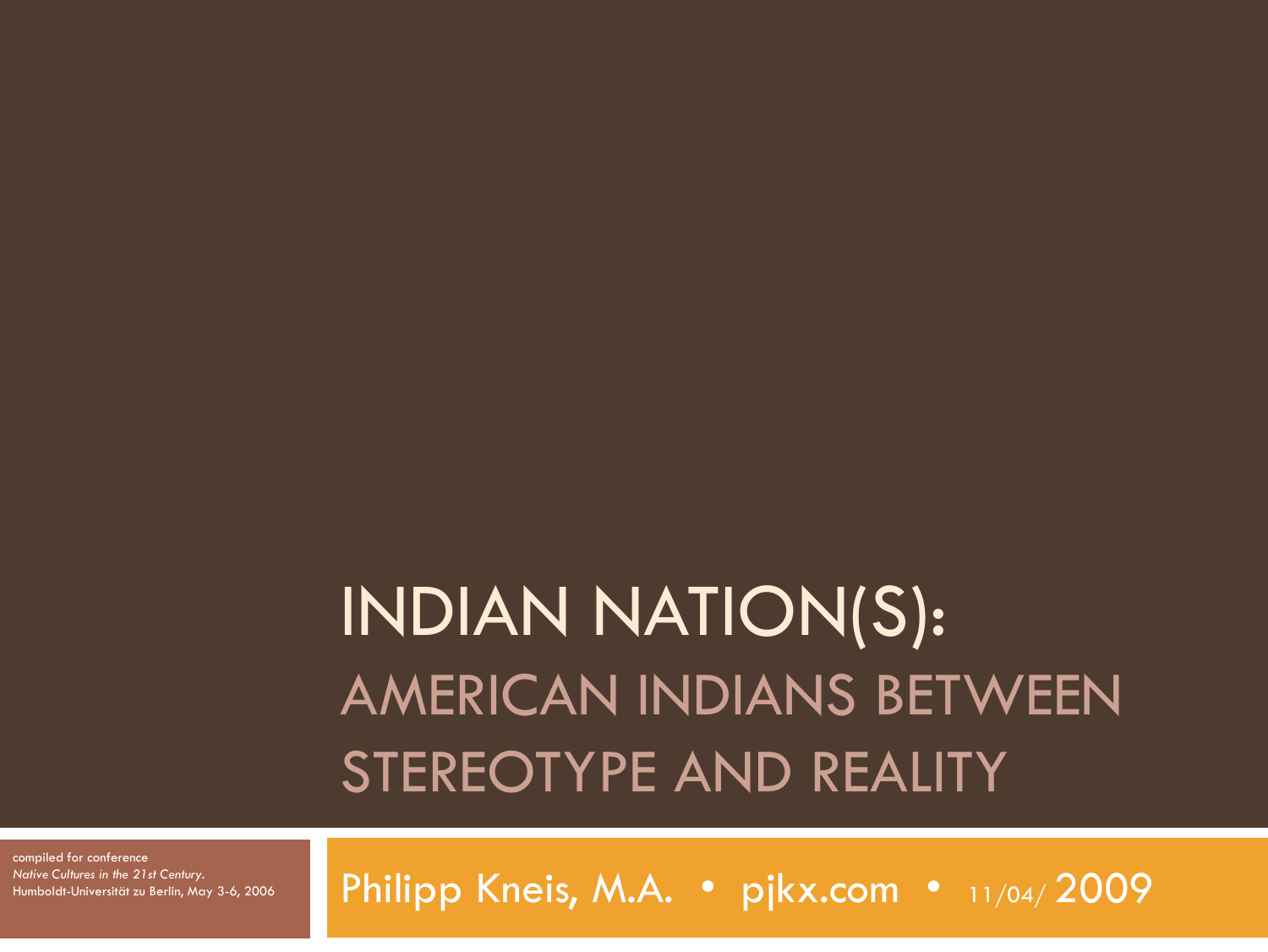# INDIAN NATION(S):

## AMERICAN INDIANS BETWEEN STEREOTYPE AND REALITY

compiled for conference
*Native Cultures in the 21st Century.*
Humboldt-Universität zu Berlin, May 3-6, 2006

Philipp Kneis, M.A. • pjkx.com • 11/04/ 2009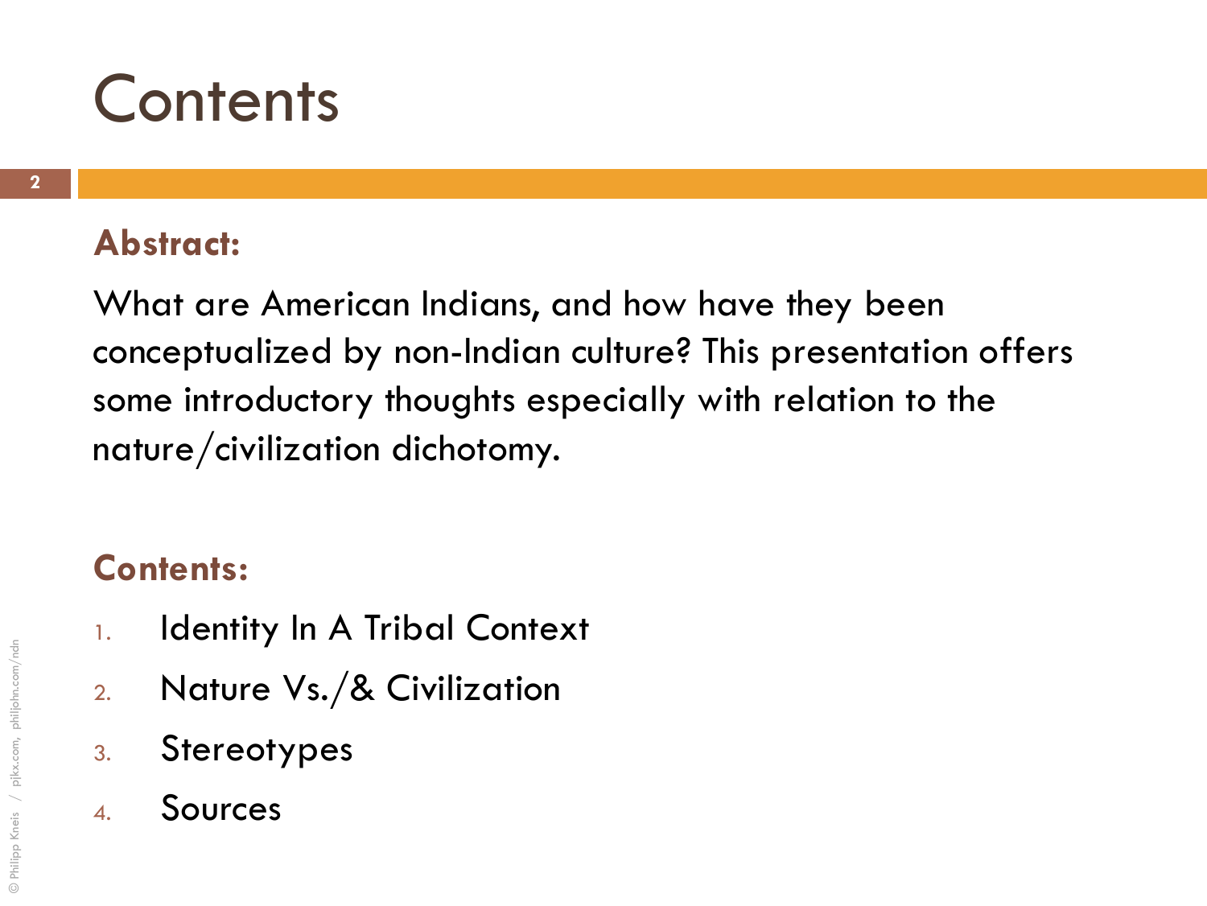# Contents

## Abstract:

What are American Indians, and how have they been conceptualized by non-Indian culture? This presentation offers some introductory thoughts especially with relation to the nature/civilization dichotomy.

## Contents:

1. Identity In A Tribal Context
2. Nature Vs./& Civilization
3. Stereotypes
4. Sources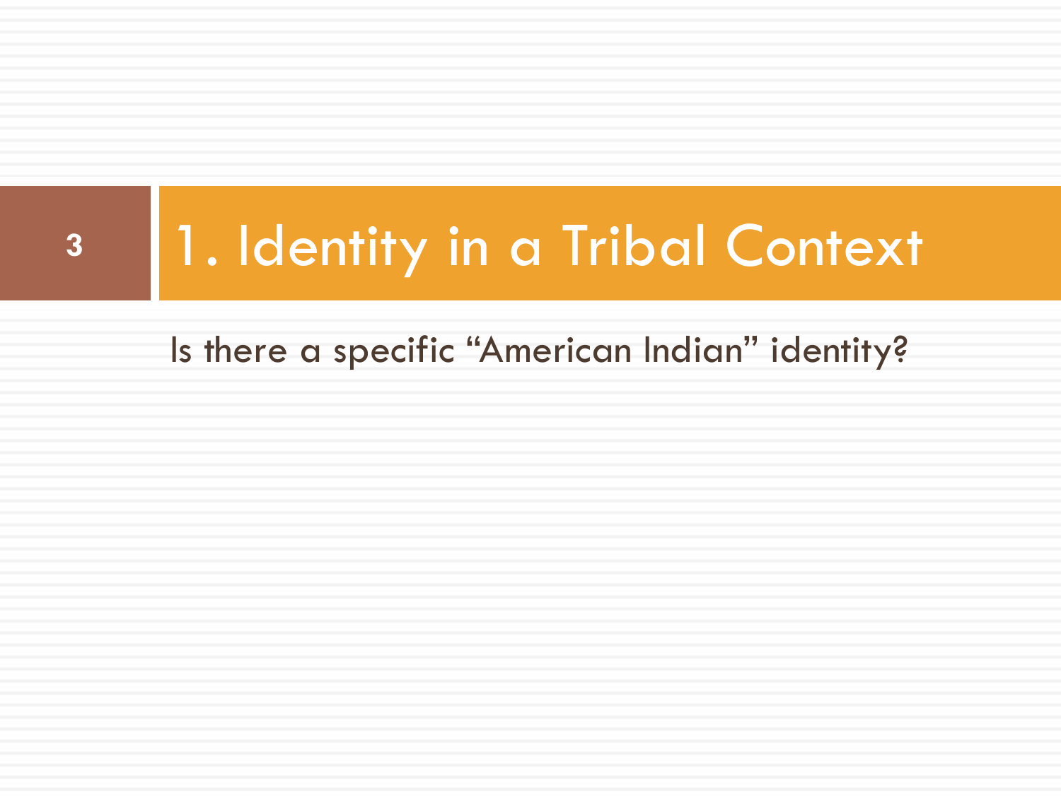# 1. Identity in a Tribal Context

Is there a specific "American Indian" identity?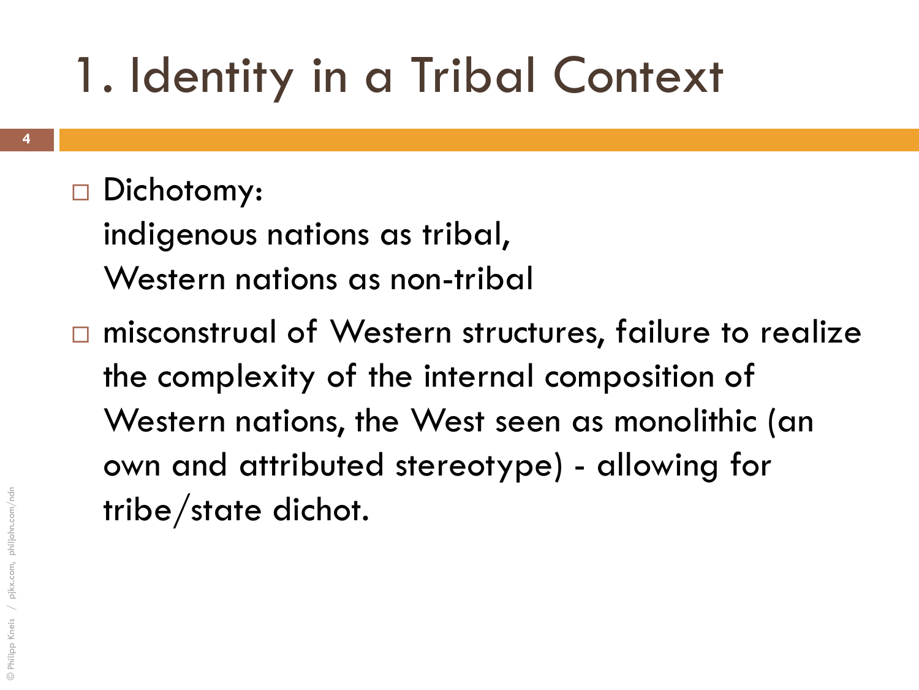# 1. Identity in a Tribal Context

- Dichotomy:
  indigenous nations as tribal,
  Western nations as non-tribal
- misconstrual of Western structures, failure to realize the complexity of the internal composition of Western nations, the West seen as monolithic (an own and attributed stereotype) - allowing for tribe/state dichot.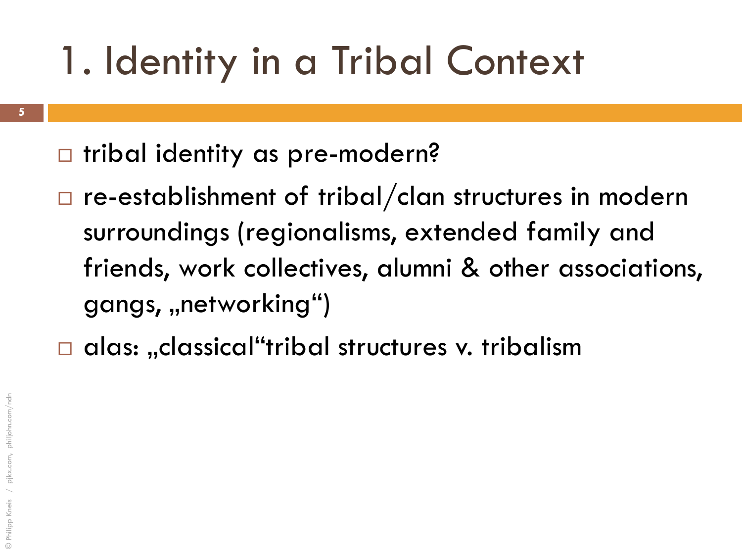# 1. Identity in a Tribal Context

- tribal identity as pre-modern?
- re-establishment of tribal/clan structures in modern surroundings (regionalisms, extended family and friends, work collectives, alumni & other associations, gangs, „networking“)
- alas: „classical“tribal structures v. tribalism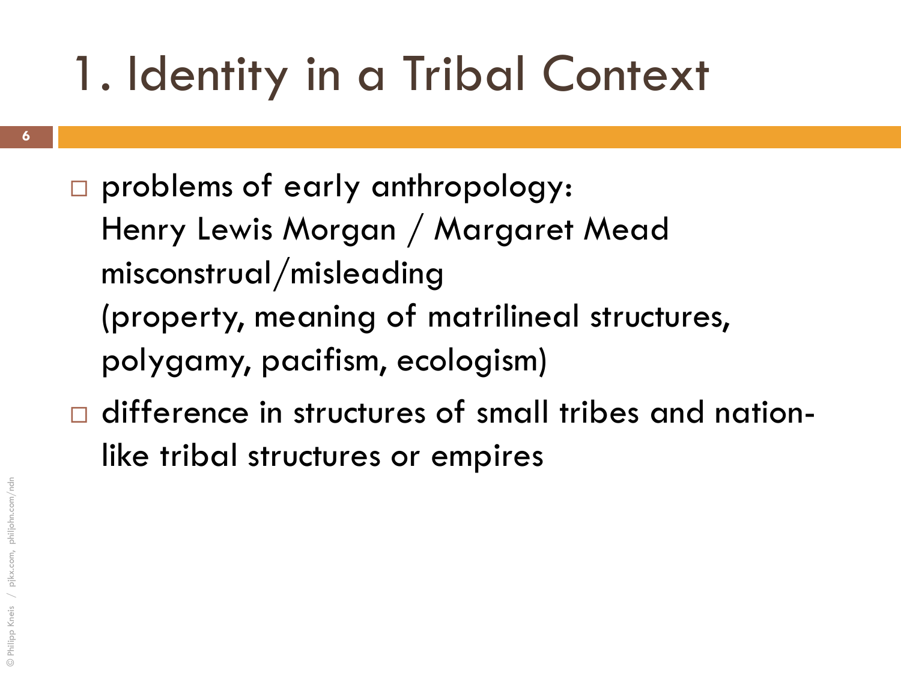# 1. Identity in a Tribal Context

- problems of early anthropology:
  Henry Lewis Morgan / Margaret Mead
  misconstrual/misleading
  (property, meaning of matrilineal structures, polygamy, pacifism, ecologism)
- difference in structures of small tribes and nation-like tribal structures or empires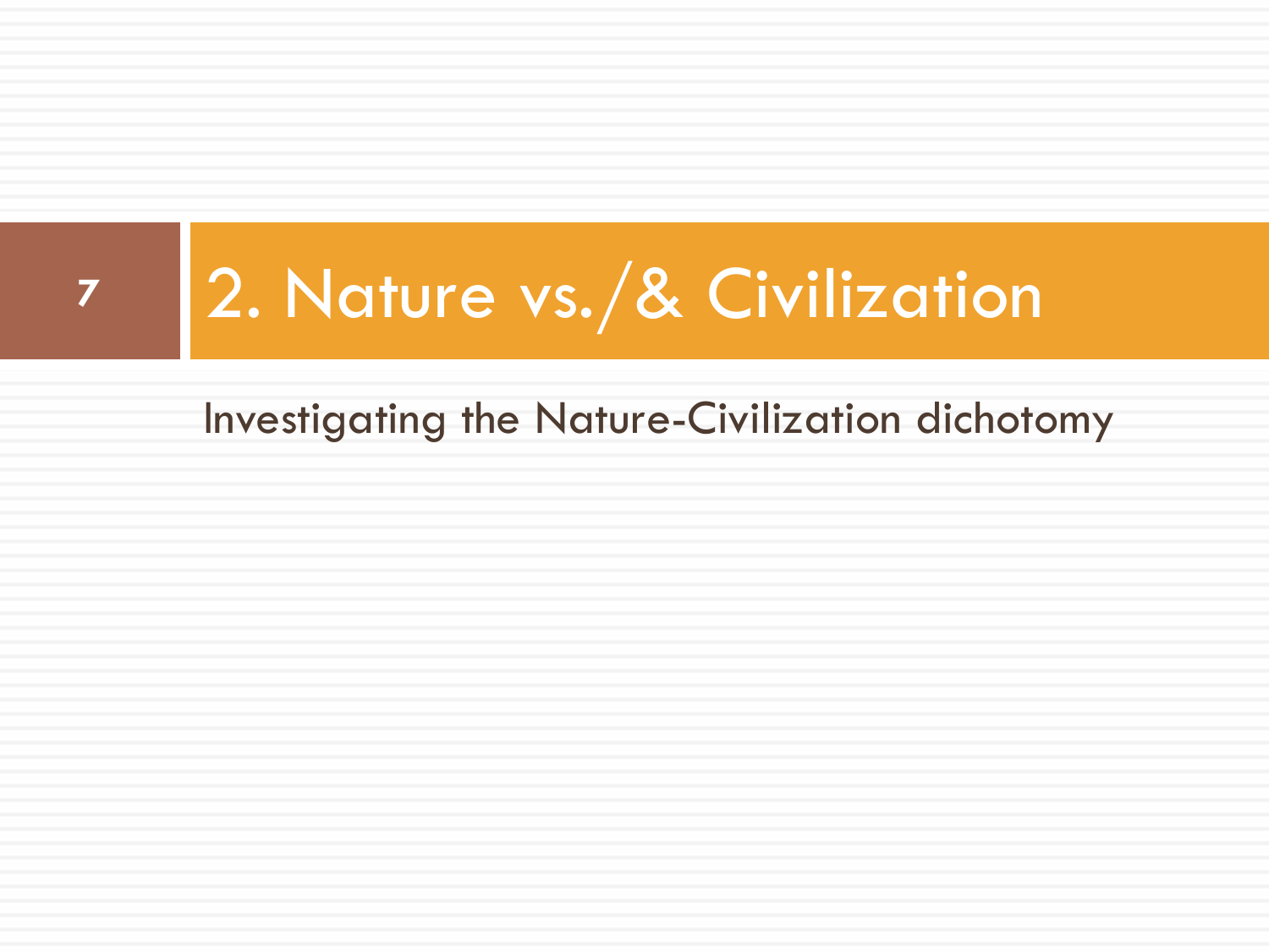# 2. Nature vs./& Civilization

Investigating the Nature-Civilization dichotomy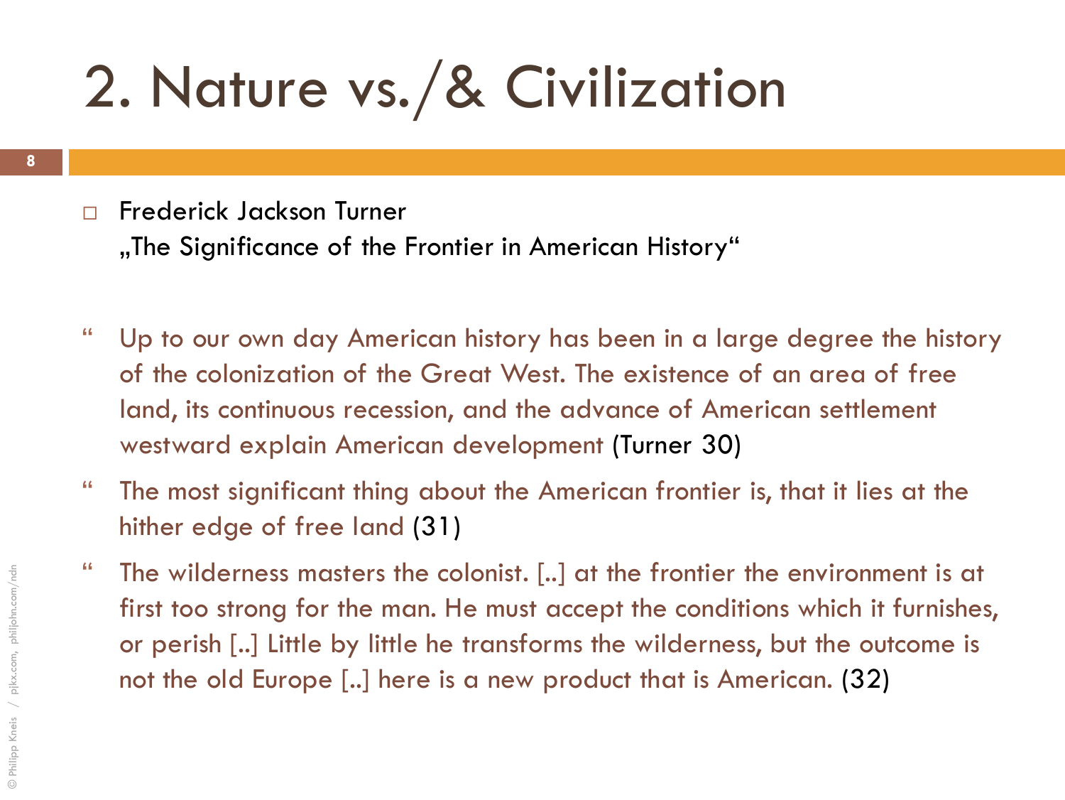# 2. Nature vs./& Civilization

- Frederick Jackson Turner
  „The Significance of the Frontier in American History"

> Up to our own day American history has been in a large degree the history of the colonization of the Great West. The existence of an area of free land, its continuous recession, and the advance of American settlement westward explain American development (Turner 30)

> The most significant thing about the American frontier is, that it lies at the hither edge of free land (31)

> The wilderness masters the colonist. [..] at the frontier the environment is at first too strong for the man. He must accept the conditions which it furnishes, or perish [..] Little by little he transforms the wilderness, but the outcome is not the old Europe [..] here is a new product that is American. (32)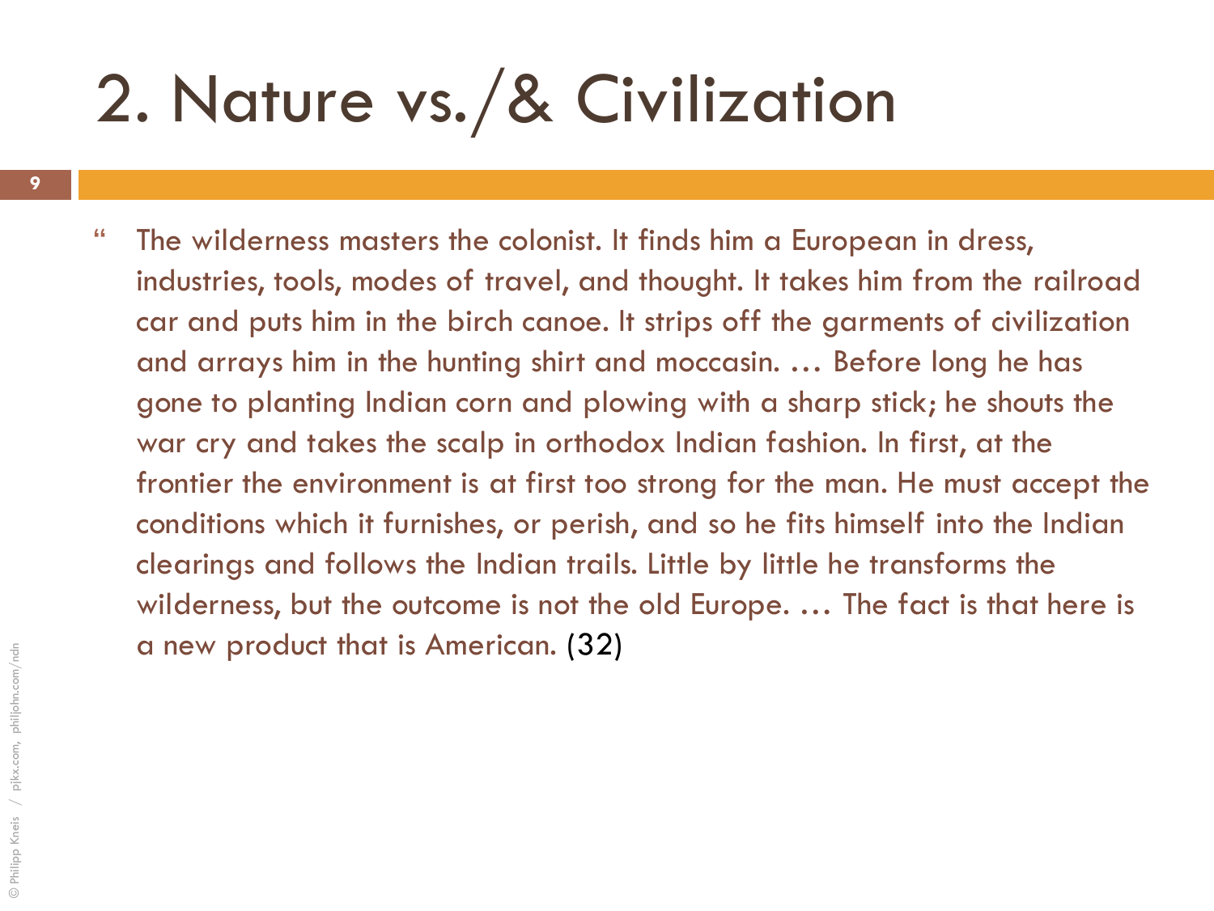# 2. Nature vs./& Civilization

" The wilderness masters the colonist. It finds him a European in dress, industries, tools, modes of travel, and thought. It takes him from the railroad car and puts him in the birch canoe. It strips off the garments of civilization and arrays him in the hunting shirt and moccasin. … Before long he has gone to planting Indian corn and plowing with a sharp stick; he shouts the war cry and takes the scalp in orthodox Indian fashion. In first, at the frontier the environment is at first too strong for the man. He must accept the conditions which it furnishes, or perish, and so he fits himself into the Indian clearings and follows the Indian trails. Little by little he transforms the wilderness, but the outcome is not the old Europe. … The fact is that here is a new product that is American. (32)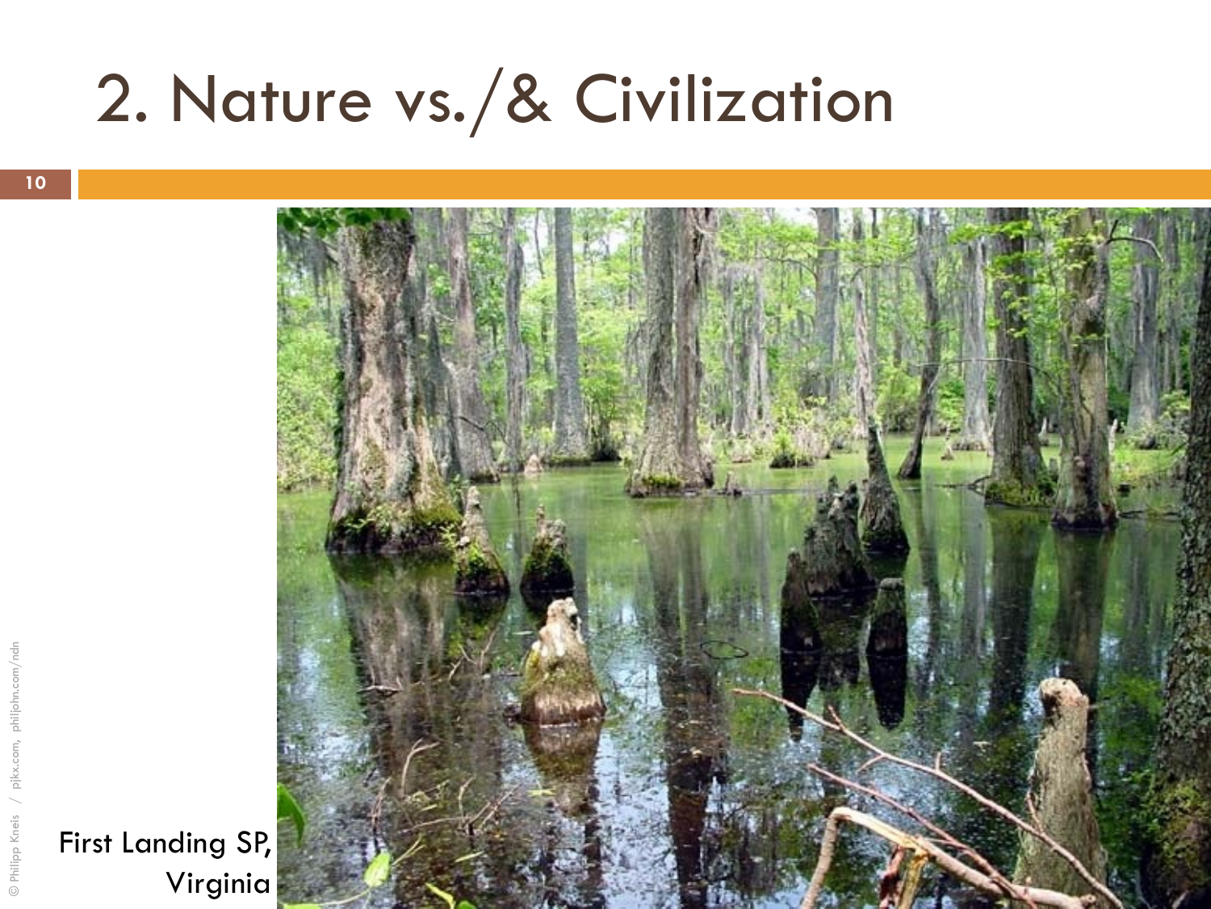# 2. Nature vs./& Civilization

First Landing SP, Virginia

© Philipp Kneis / pjkx.com, philjohn.com/ndn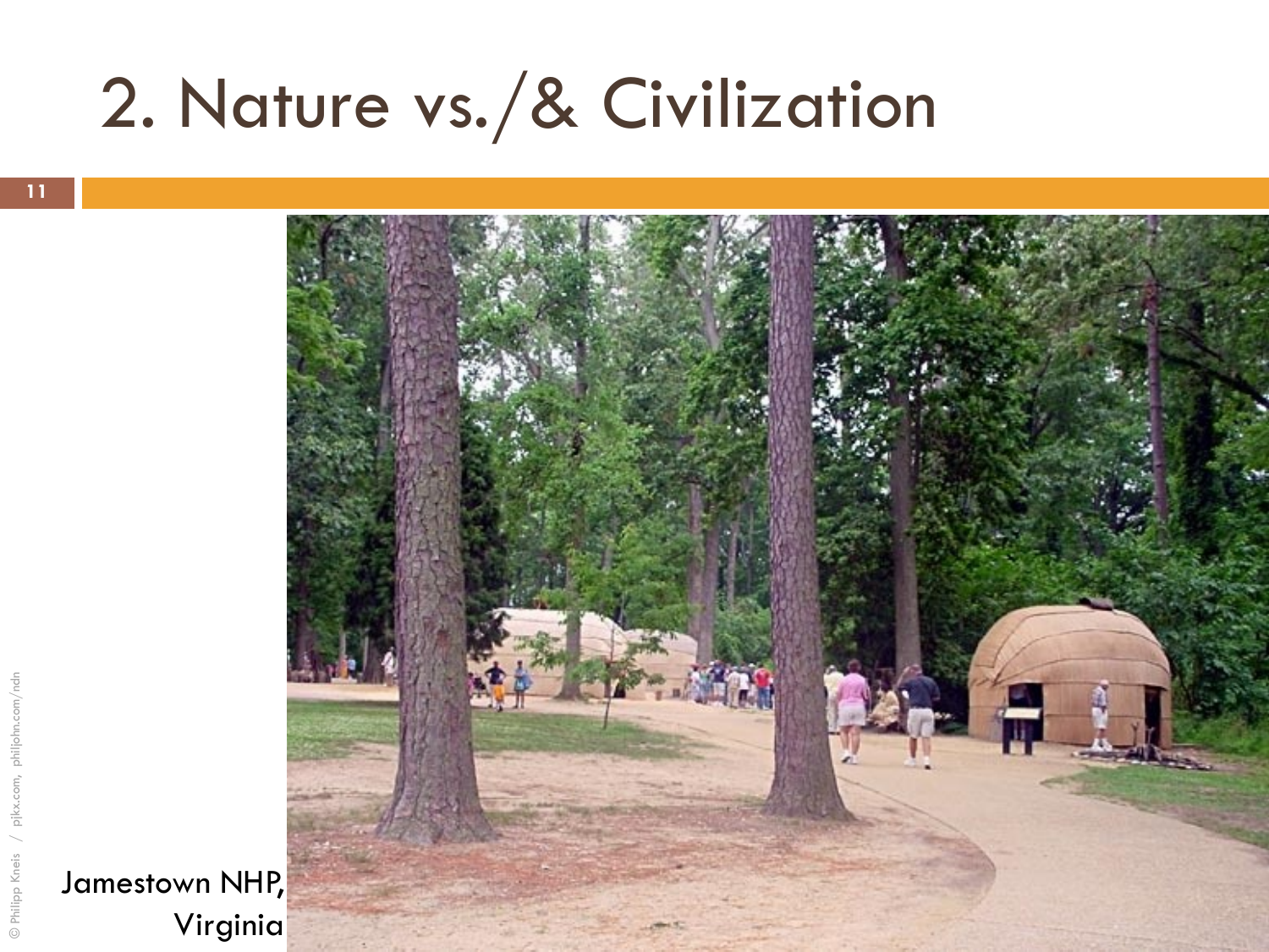# 2. Nature vs./& Civilization

Jamestown NHP, Virginia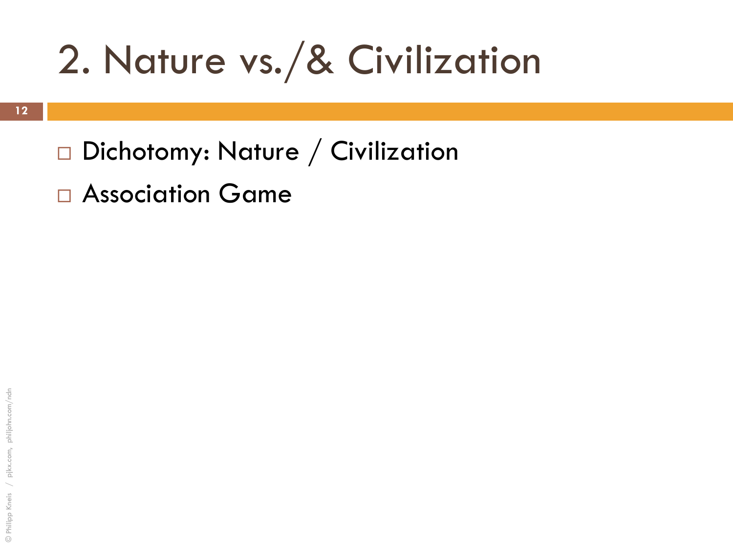# 2. Nature vs./& Civilization

- Dichotomy: Nature / Civilization
- Association Game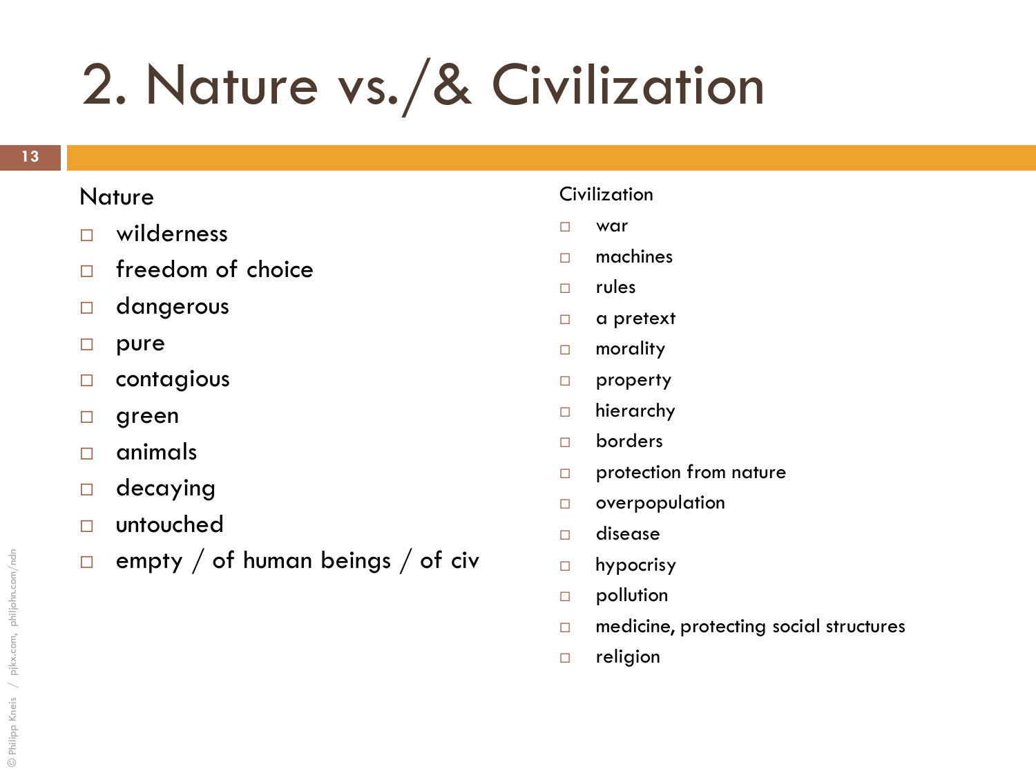# 2. Nature vs./& Civilization

Nature

- wilderness
- freedom of choice
- dangerous
- pure
- contagious
- green
- animals
- decaying
- untouched
- empty / of human beings / of civ

Civilization

- war
- machines
- rules
- a pretext
- morality
- property
- hierarchy
- borders
- protection from nature
- overpopulation
- disease
- hypocrisy
- pollution
- medicine, protecting social structures
- religion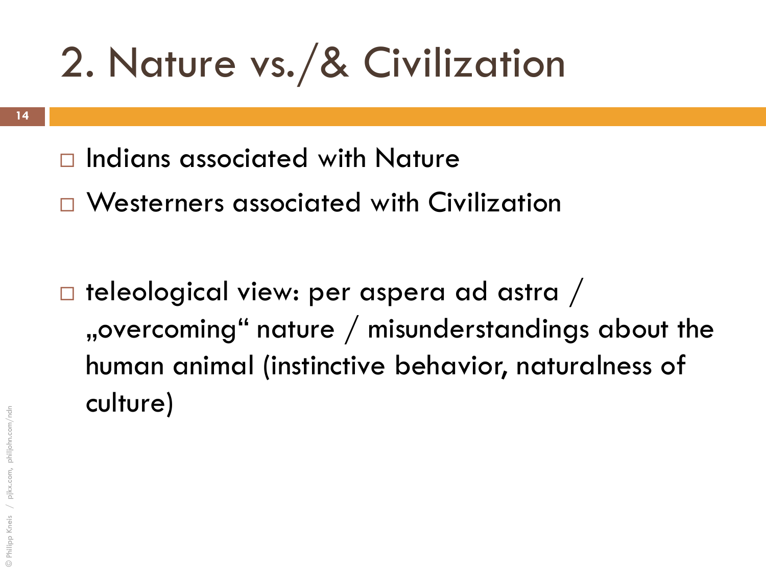# 2. Nature vs./& Civilization

- Indians associated with Nature
- Westerners associated with Civilization

- teleological view: per aspera ad astra / „overcoming“ nature / misunderstandings about the human animal (instinctive behavior, naturalness of culture)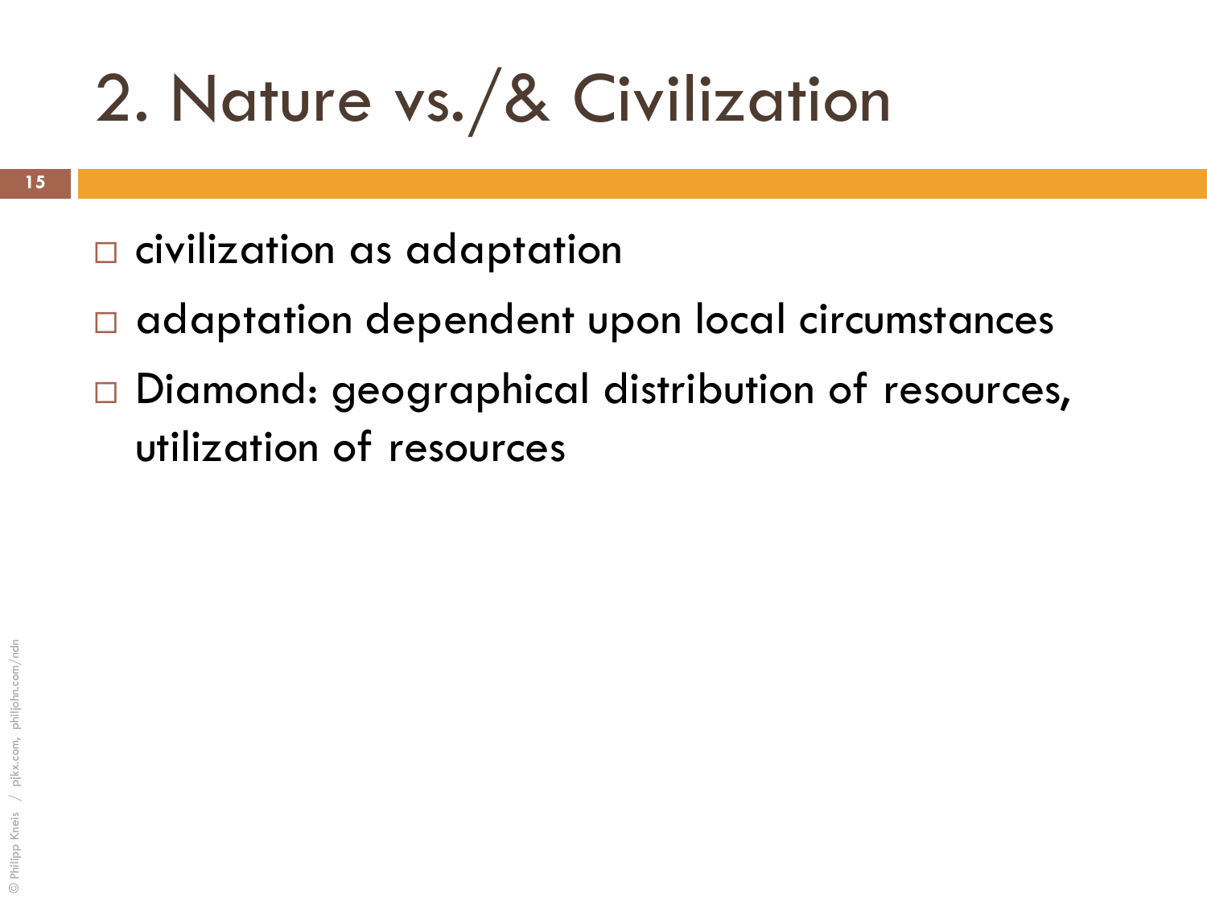# 2. Nature vs./& Civilization

- civilization as adaptation
- adaptation dependent upon local circumstances
- Diamond: geographical distribution of resources, utilization of resources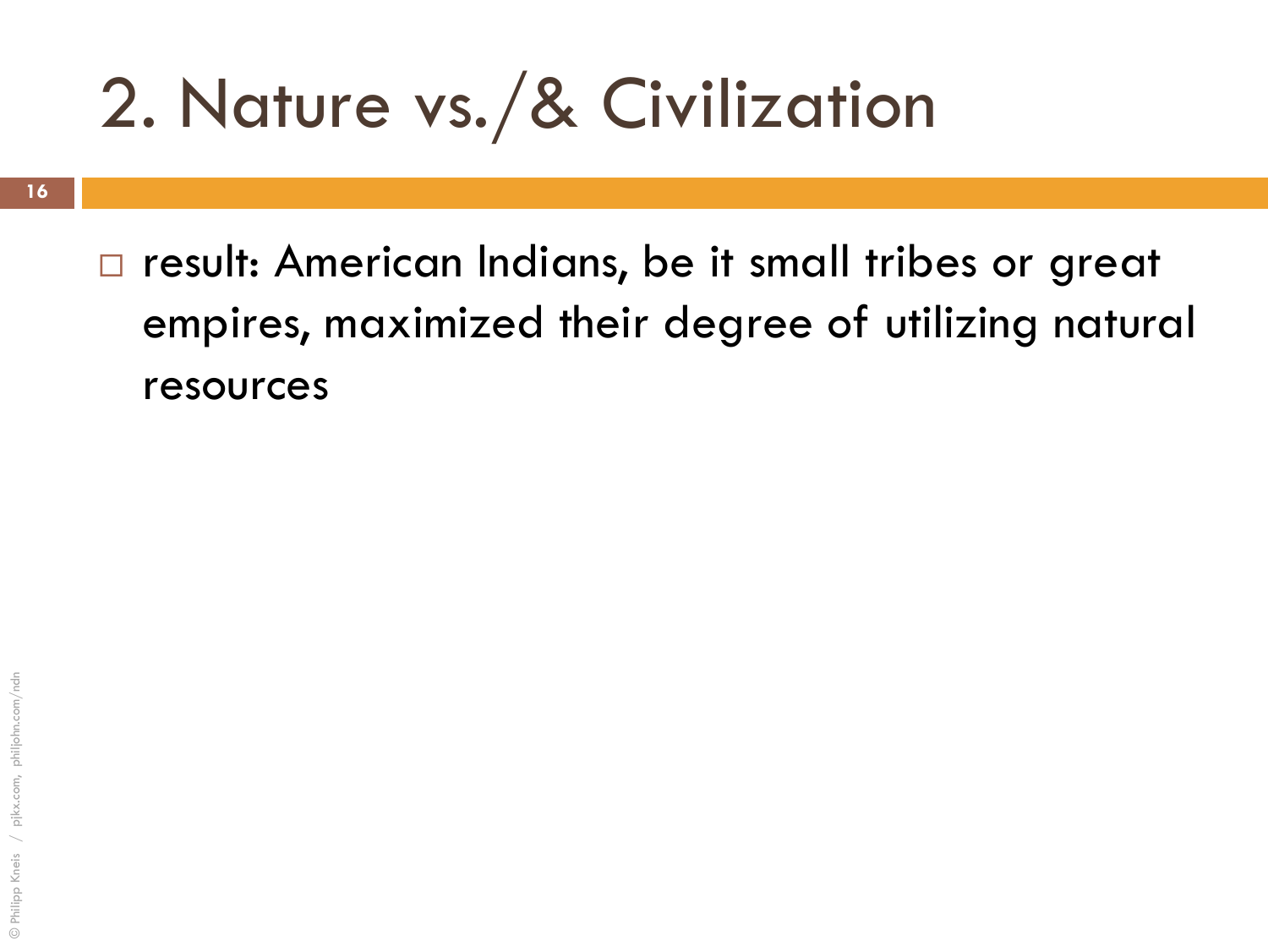# 2. Nature vs./& Civilization

- result: American Indians, be it small tribes or great empires, maximized their degree of utilizing natural resources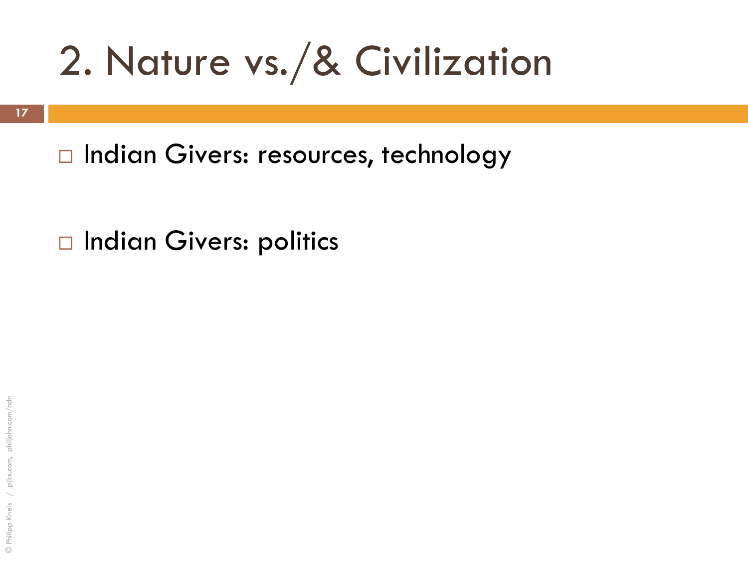# 2. Nature vs./& Civilization

- Indian Givers: resources, technology

- Indian Givers: politics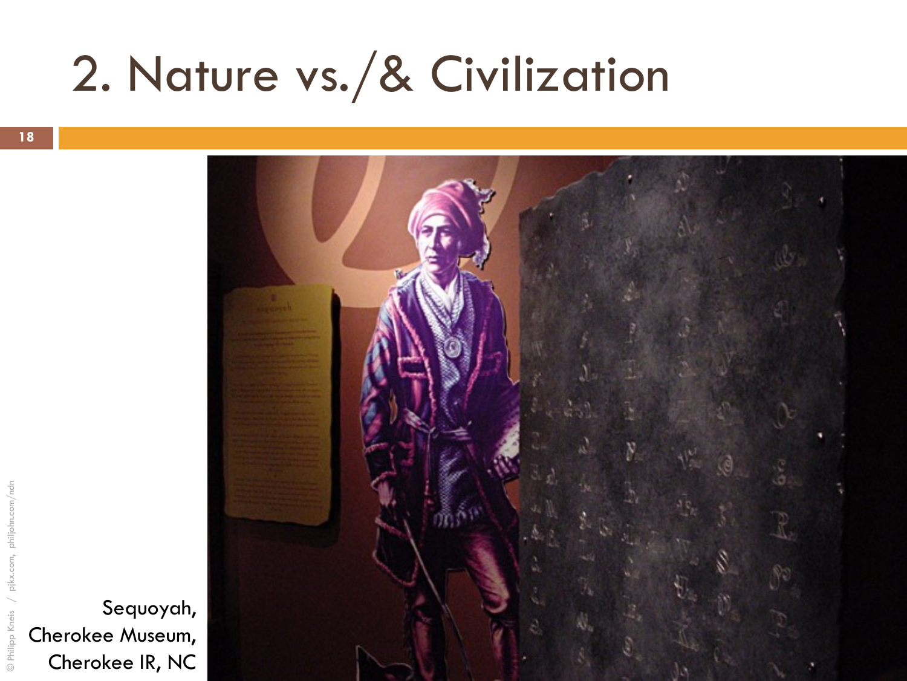# 2. Nature vs./& Civilization

Sequoyah, Cherokee Museum, Cherokee IR, NC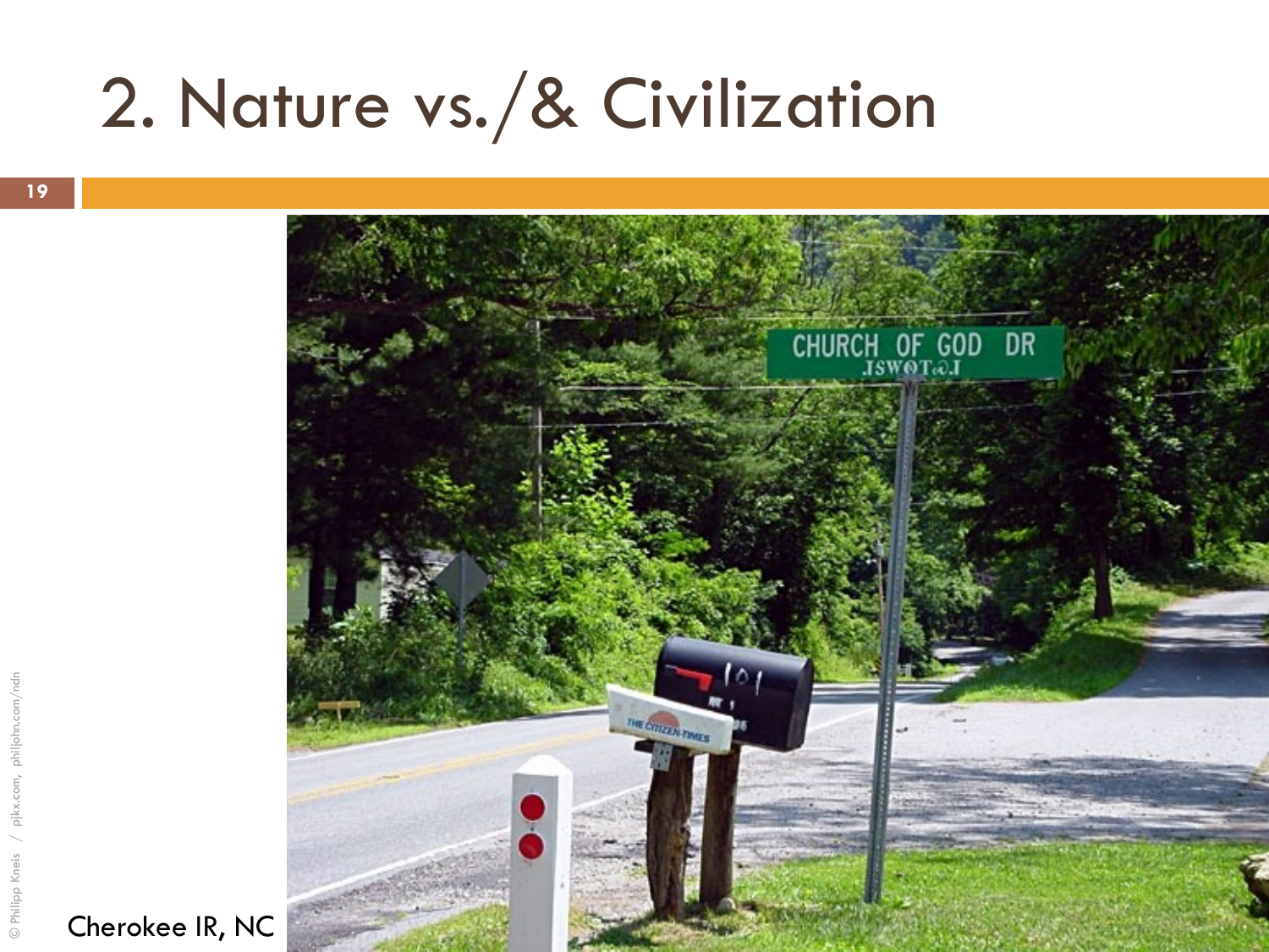# 2. Nature vs./& Civilization

Cherokee IR, NC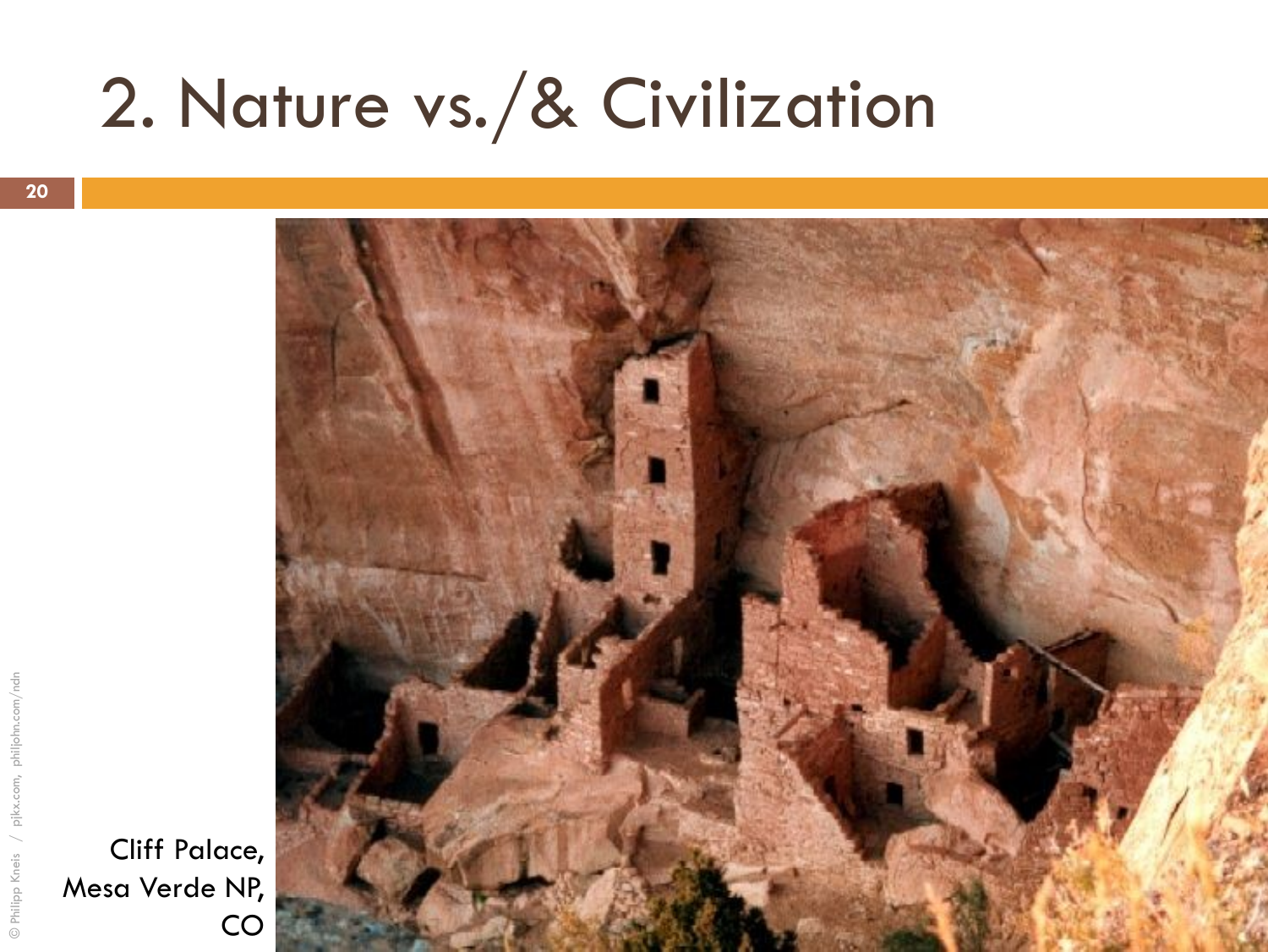# 2. Nature vs./& Civilization

Cliff Palace, Mesa Verde NP, CO

© Philipp Kneis / pjkx.com, philjohn.com/ndn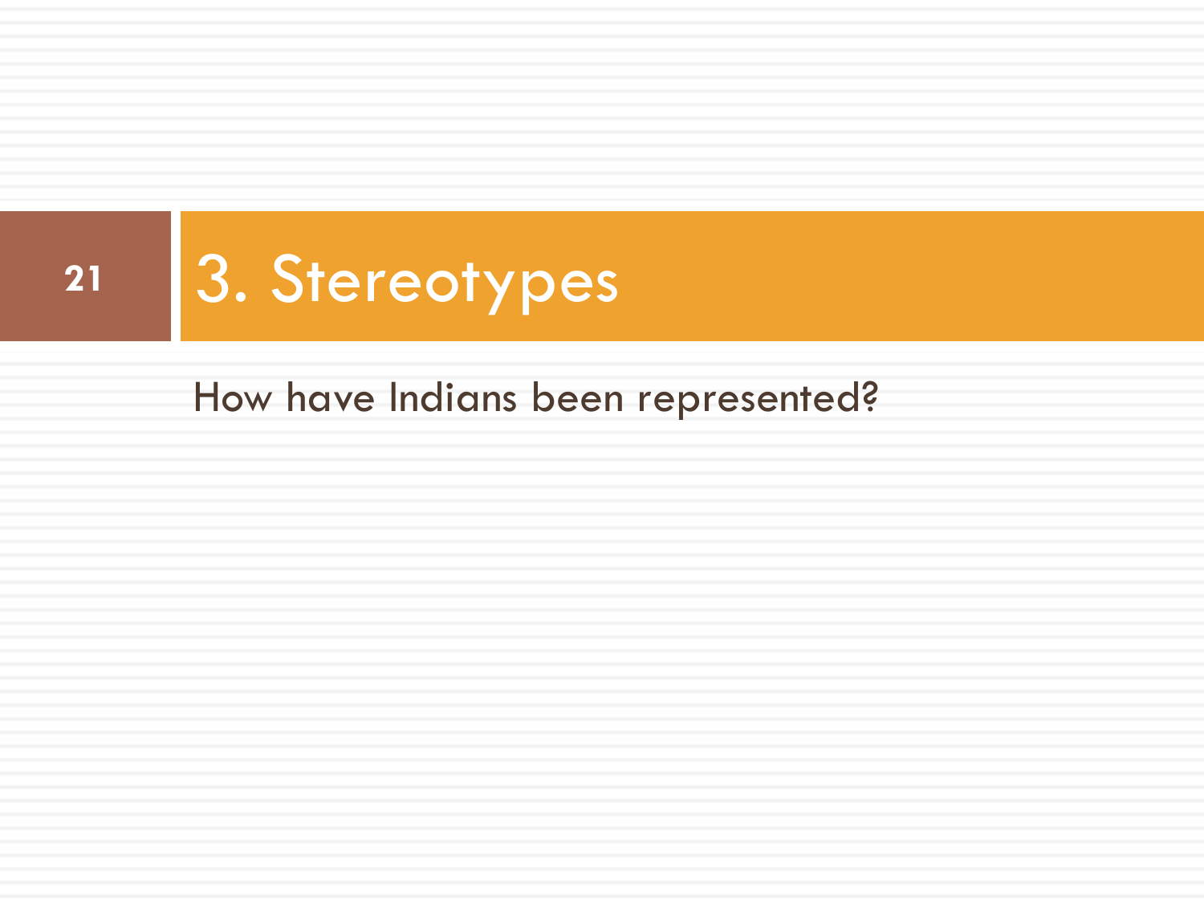# 3. Stereotypes

How have Indians been represented?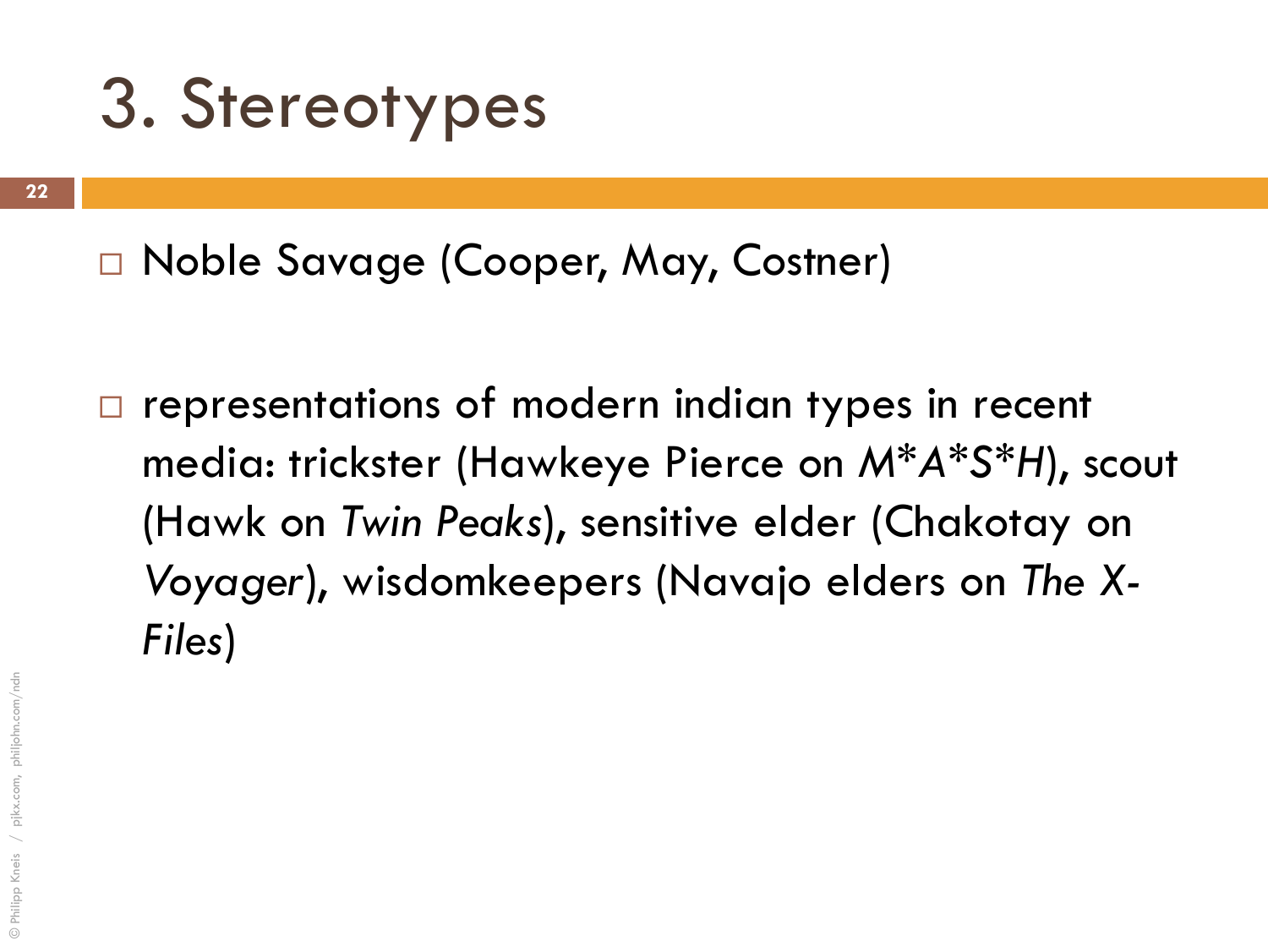# 3. Stereotypes

- Noble Savage (Cooper, May, Costner)

- representations of modern indian types in recent media: trickster (Hawkeye Pierce on *M*A*S*H*), scout (Hawk on *Twin Peaks*), sensitive elder (Chakotay on *Voyager*), wisdomkeepers (Navajo elders on *The X-Files*)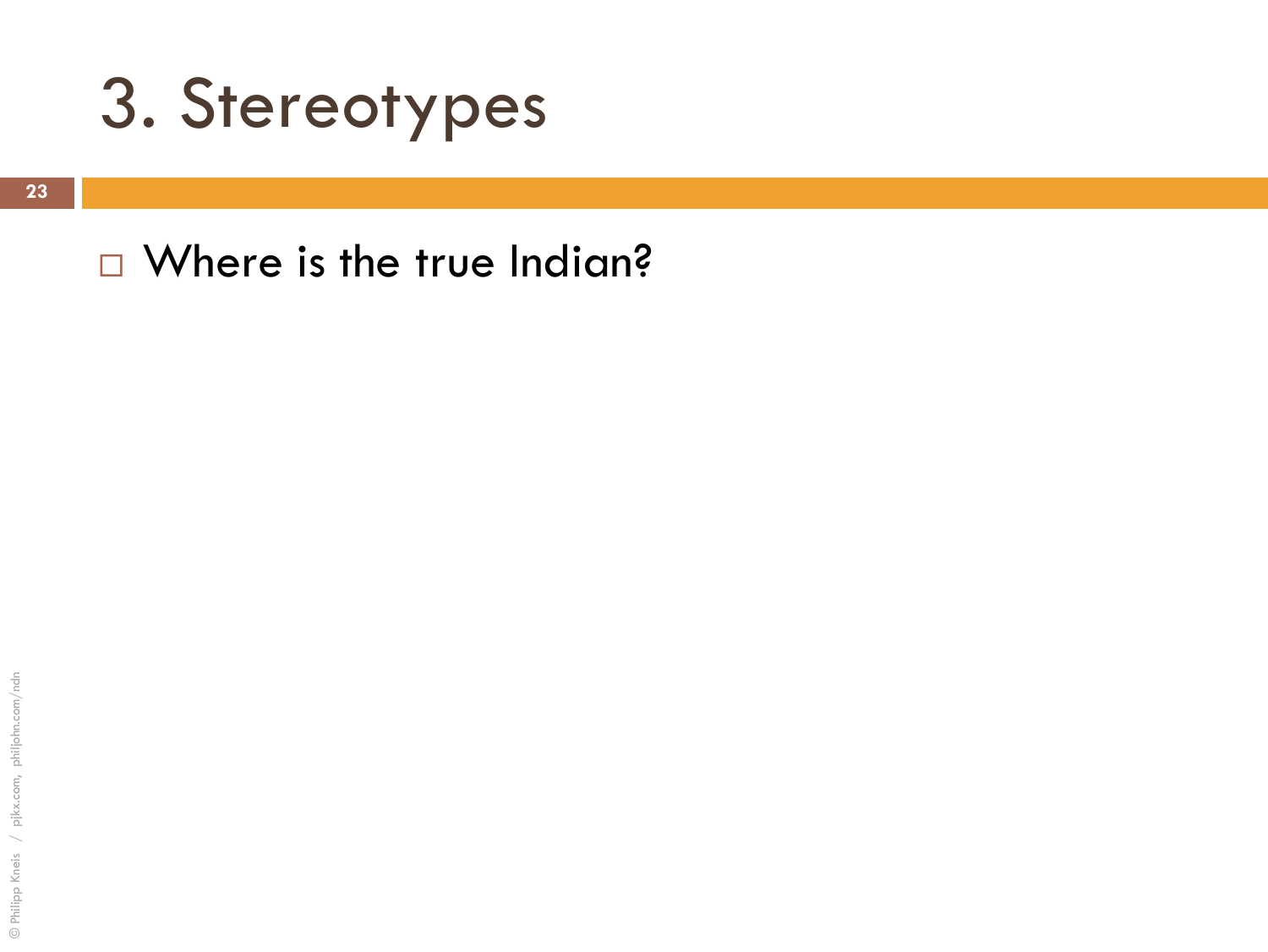# 3. Stereotypes

- Where is the true Indian?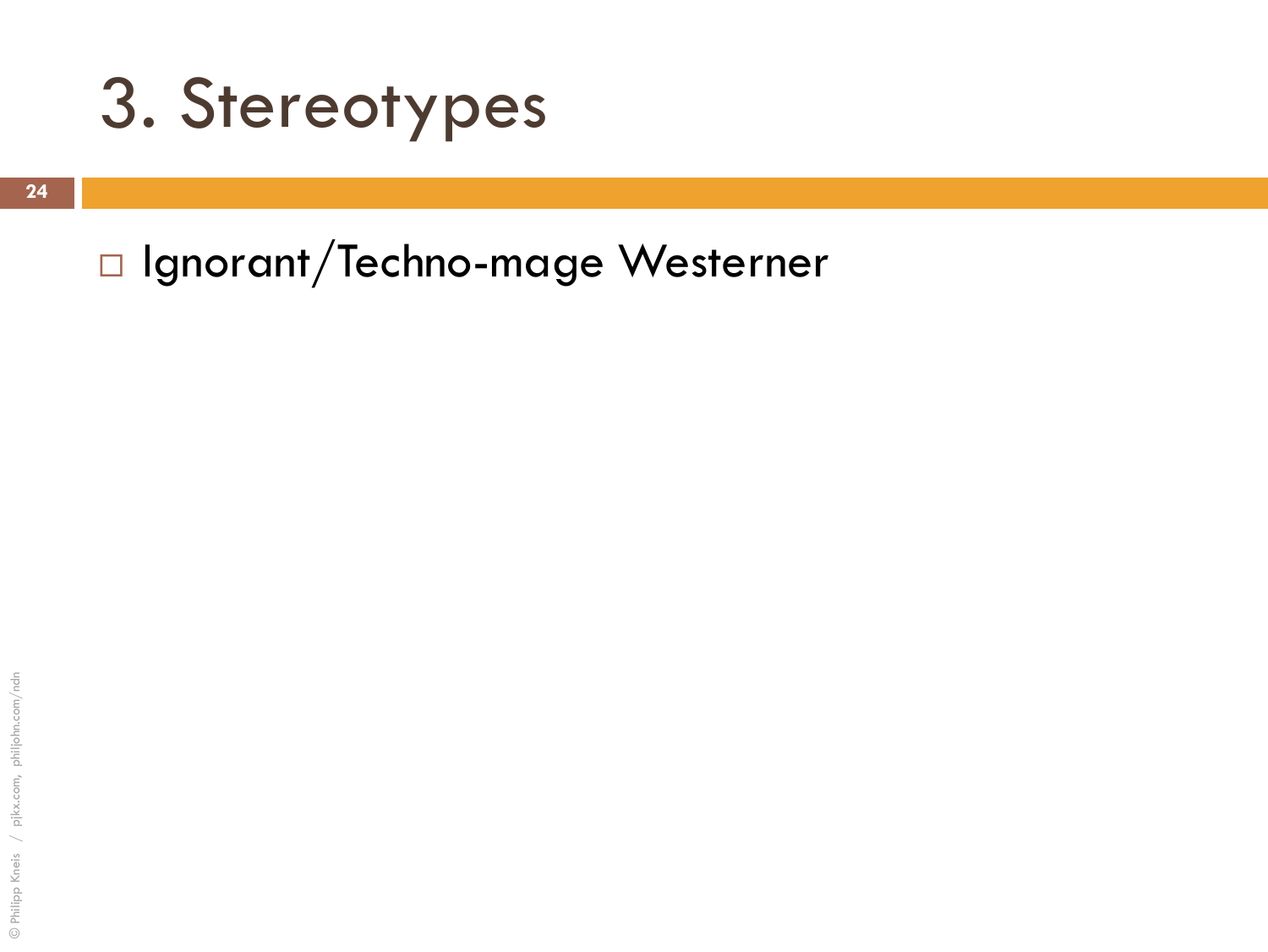# 3. Stereotypes

- Ignorant/Techno-mage Westerner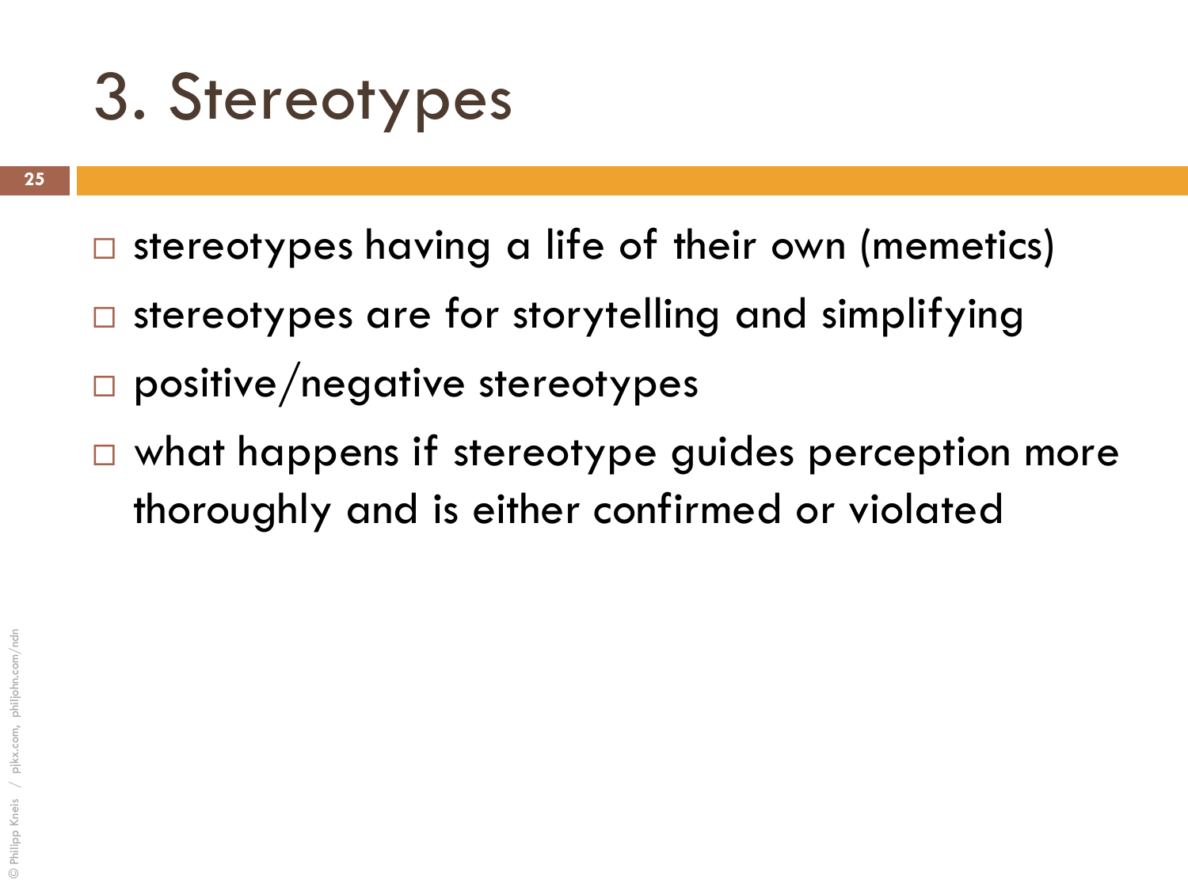# 3. Stereotypes

- stereotypes having a life of their own (memetics)
- stereotypes are for storytelling and simplifying
- positive/negative stereotypes
- what happens if stereotype guides perception more thoroughly and is either confirmed or violated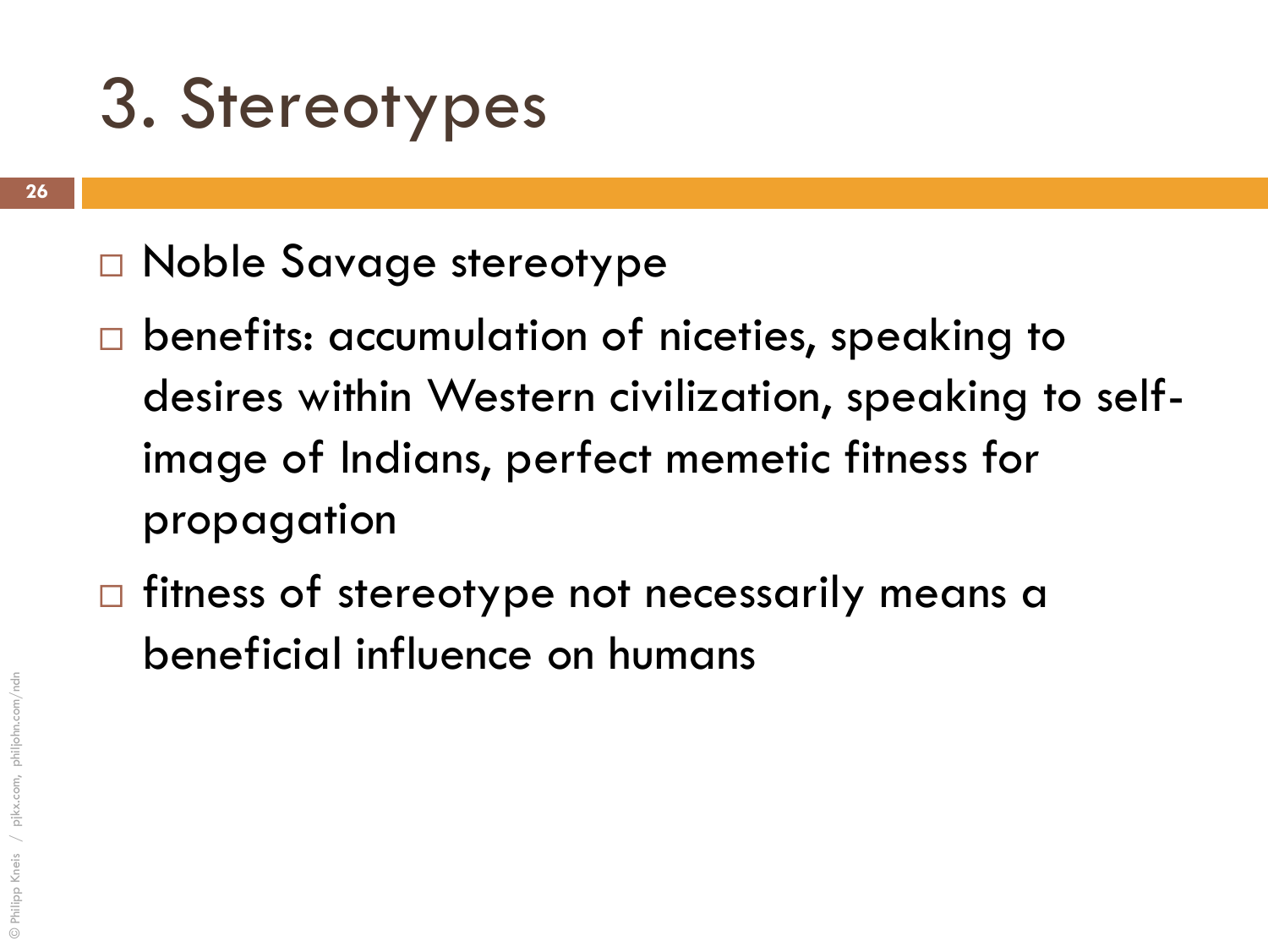# 3. Stereotypes

- Noble Savage stereotype
- benefits: accumulation of niceties, speaking to desires within Western civilization, speaking to self-image of Indians, perfect memetic fitness for propagation
- fitness of stereotype not necessarily means a beneficial influence on humans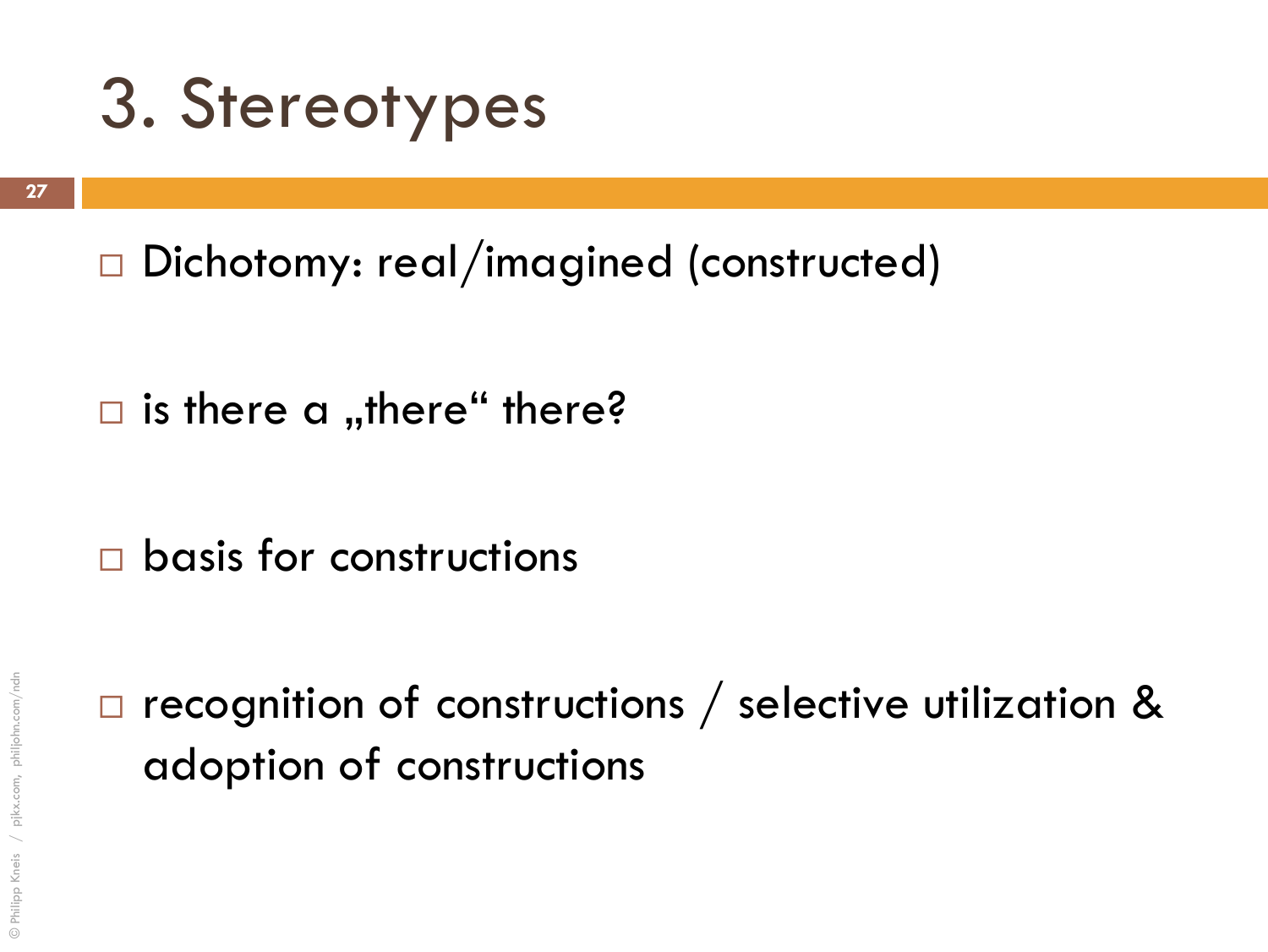# 3. Stereotypes

- Dichotomy: real/imagined (constructed)
- is there a „there“ there?
- basis for constructions
- recognition of constructions / selective utilization & adoption of constructions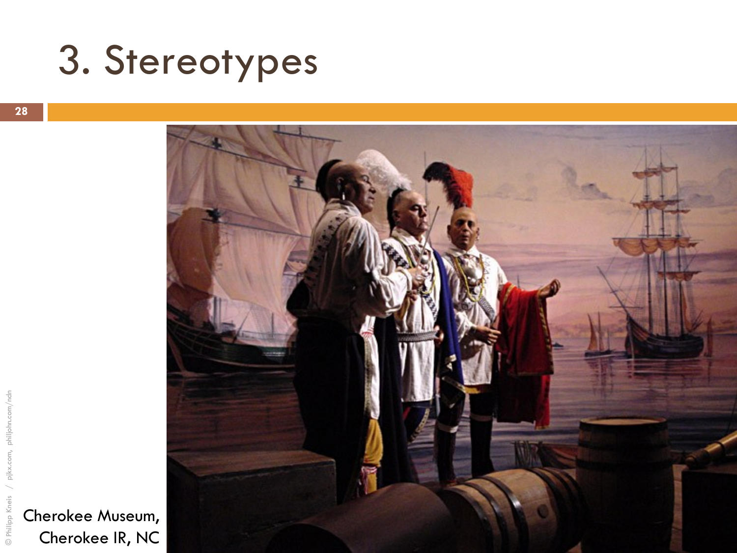# 3. Stereotypes

Cherokee Museum, Cherokee IR, NC

© Philipp Kneis / pjkx.com, philjohn.com/ndn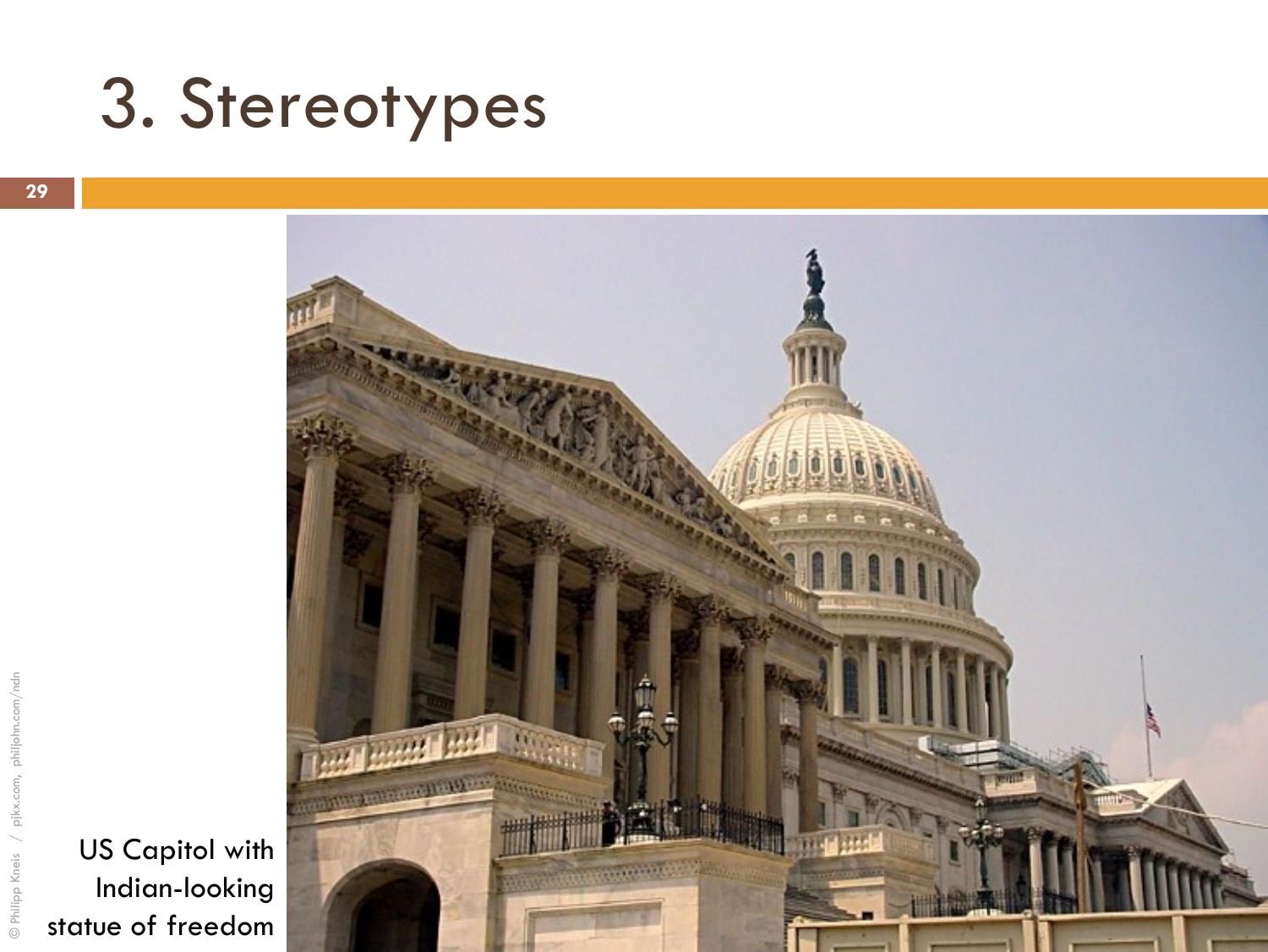# 3. Stereotypes

US Capitol with Indian-looking statue of freedom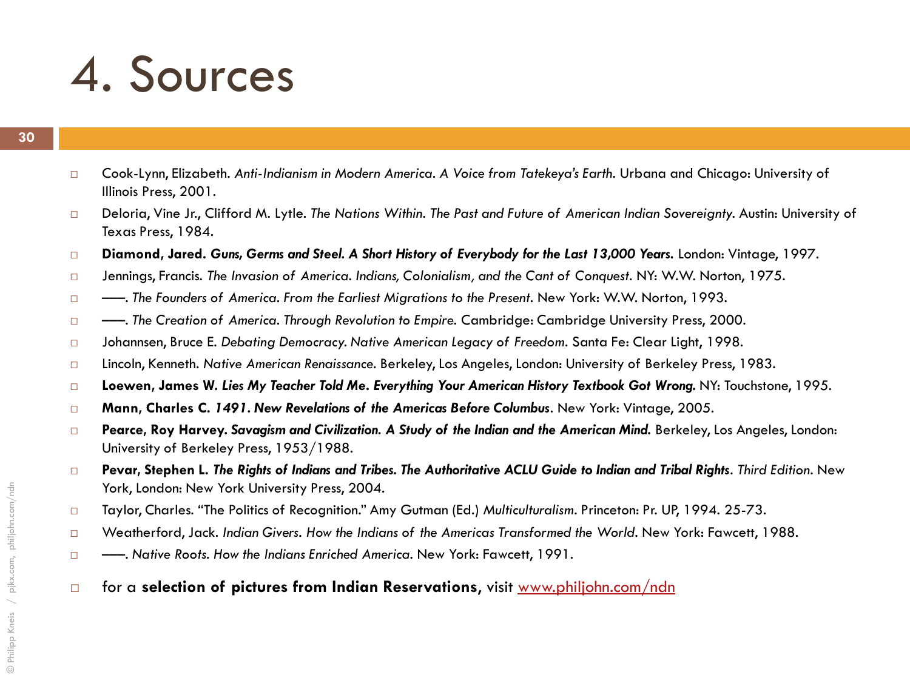# 4. Sources

- Cook-Lynn, Elizabeth. *Anti-Indianism in Modern America. A Voice from Tatekeya's Earth*. Urbana and Chicago: University of Illinois Press, 2001.
- Deloria, Vine Jr., Clifford M. Lytle. *The Nations Within. The Past and Future of American Indian Sovereignty*. Austin: University of Texas Press, 1984.
- **Diamond, Jared. *Guns, Germs and Steel. A Short History of Everybody for the Last 13,000 Years.*** London: Vintage, 1997.
- Jennings, Francis. *The Invasion of America. Indians, Colonialism, and the Cant of Conquest*. NY: W.W. Norton, 1975.
- ―――. *The Founders of America. From the Earliest Migrations to the Present*. New York: W.W. Norton, 1993.
- ―――. *The Creation of America. Through Revolution to Empire*. Cambridge: Cambridge University Press, 2000.
- Johannsen, Bruce E. *Debating Democracy. Native American Legacy of Freedom*. Santa Fe: Clear Light, 1998.
- Lincoln, Kenneth. *Native American Renaissance*. Berkeley, Los Angeles, London: University of Berkeley Press, 1983.
- **Loewen, James W. *Lies My Teacher Told Me. Everything Your American History Textbook Got Wrong.*** NY: Touchstone, 1995.
- **Mann, Charles C. *1491. New Revelations of the Americas Before Columbus***. New York: Vintage, 2005.
- **Pearce, Roy Harvey. *Savagism and Civilization. A Study of the Indian and the American Mind.*** Berkeley, Los Angeles, London: University of Berkeley Press, 1953/1988.
- **Pevar, Stephen L. *The Rights of Indians and Tribes. The Authoritative ACLU Guide to Indian and Tribal Rights***. *Third Edition*. New York, London: New York University Press, 2004.
- Taylor, Charles. "The Politics of Recognition." Amy Gutman (Ed.) *Multiculturalism*. Princeton: Pr. UP, 1994. 25-73.
- Weatherford, Jack. *Indian Givers. How the Indians of the Americas Transformed the World*. New York: Fawcett, 1988.
- ―――. *Native Roots. How the Indians Enriched America*. New York: Fawcett, 1991.

- for a **selection of pictures from Indian Reservations**, visit [www.philjohn.com/ndn](http://www.philjohn.com/ndn)

© Philipp Kneis / pjkx.com, philjohn.com/ndn